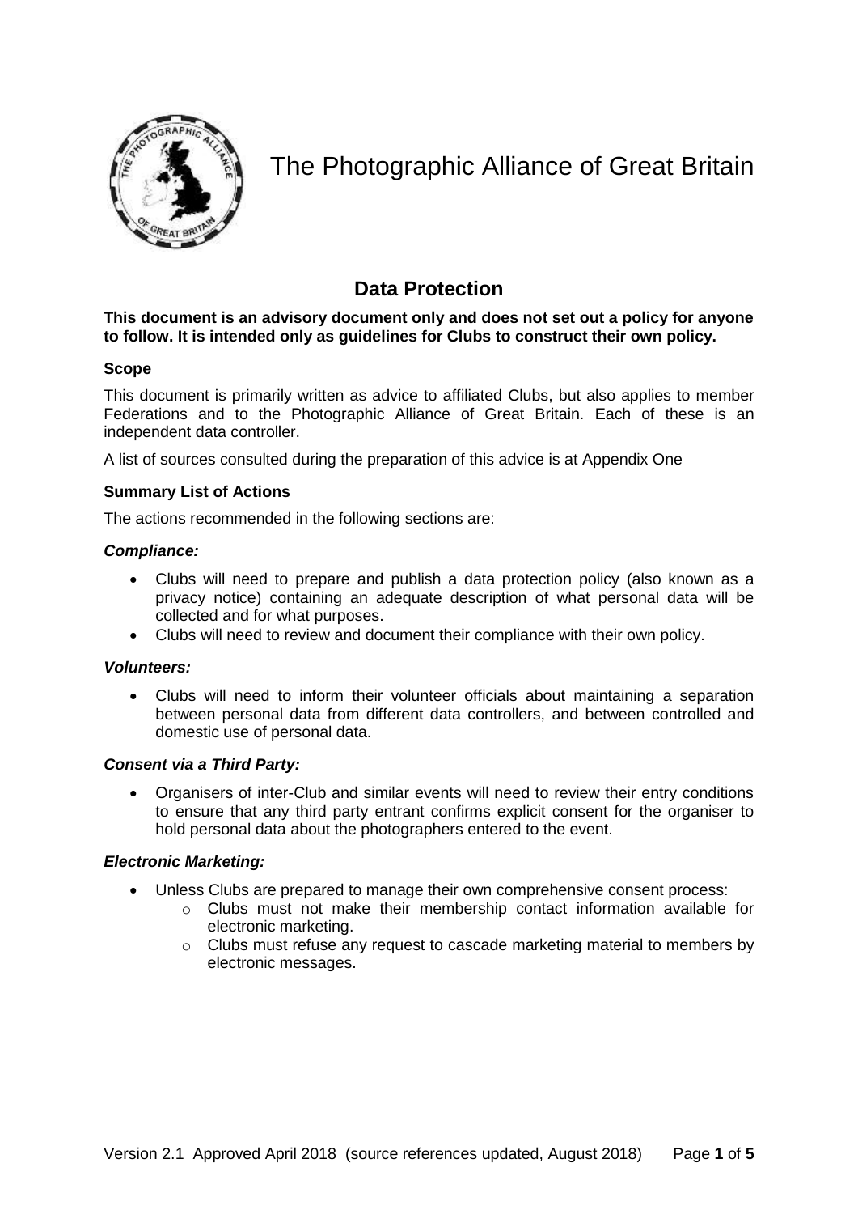# The Photographic Alliance of Great Britain

## Data Protection

**This document is an advisory document only and does not set out a policy for anyone to follow. It is intended only as guidelines for Clubs to construct their own policy.**

### Scope

This document is primarily written as advice to affiliated Clubs, but also applies to member Federations and to the Photographic Alliance of Great Britain. Each of these is an independent data controller.

A list of sources consulted during the preparation of this advice is at Appendix One

### Summary List of Actions

The actions recommended in the following sections are:

***Compliance:***

- Clubs will need to prepare and publish a data protection policy (also known as a privacy notice) containing an adequate description of what personal data will be collected and for what purposes.
- Clubs will need to review and document their compliance with their own policy.

***Volunteers:***

- Clubs will need to inform their volunteer officials about maintaining a separation between personal data from different data controllers, and between controlled and domestic use of personal data.

***Consent via a Third Party:***

- Organisers of inter-Club and similar events will need to review their entry conditions to ensure that any third party entrant confirms explicit consent for the organiser to hold personal data about the photographers entered to the event.

***Electronic Marketing:***

- Unless Clubs are prepared to manage their own comprehensive consent process:
  - Clubs must not make their membership contact information available for electronic marketing.
  - Clubs must refuse any request to cascade marketing material to members by electronic messages.

Version 2.1 Approved April 2018 (source references updated, August 2018)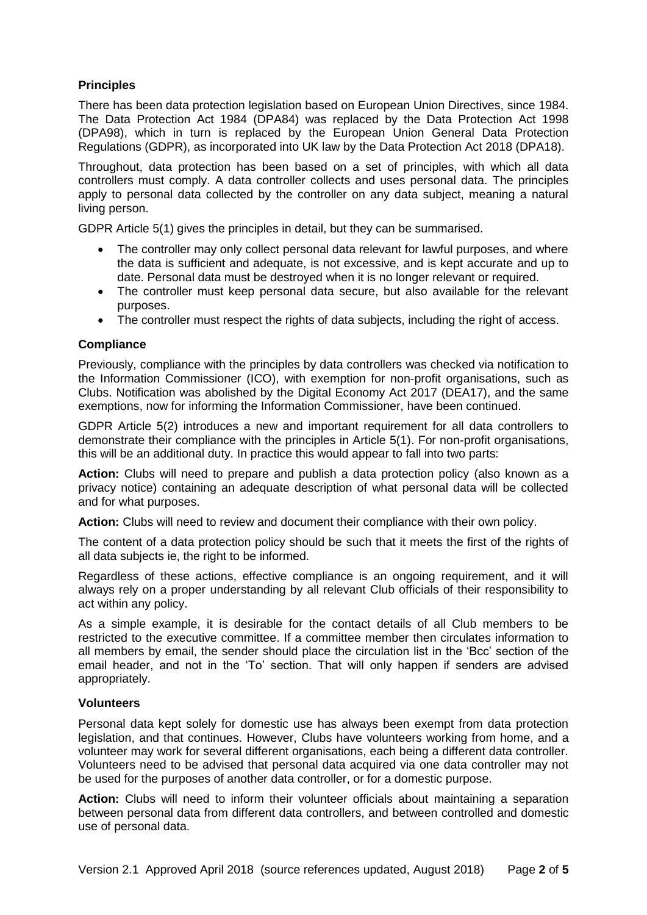### Principles

There has been data protection legislation based on European Union Directives, since 1984. The Data Protection Act 1984 (DPA84) was replaced by the Data Protection Act 1998 (DPA98), which in turn is replaced by the European Union General Data Protection Regulations (GDPR), as incorporated into UK law by the Data Protection Act 2018 (DPA18).

Throughout, data protection has been based on a set of principles, with which all data controllers must comply. A data controller collects and uses personal data. The principles apply to personal data collected by the controller on any data subject, meaning a natural living person.

GDPR Article 5(1) gives the principles in detail, but they can be summarised.

- The controller may only collect personal data relevant for lawful purposes, and where the data is sufficient and adequate, is not excessive, and is kept accurate and up to date. Personal data must be destroyed when it is no longer relevant or required.
- The controller must keep personal data secure, but also available for the relevant purposes.
- The controller must respect the rights of data subjects, including the right of access.

### Compliance

Previously, compliance with the principles by data controllers was checked via notification to the Information Commissioner (ICO), with exemption for non-profit organisations, such as Clubs. Notification was abolished by the Digital Economy Act 2017 (DEA17), and the same exemptions, now for informing the Information Commissioner, have been continued.

GDPR Article 5(2) introduces a new and important requirement for all data controllers to demonstrate their compliance with the principles in Article 5(1). For non-profit organisations, this will be an additional duty. In practice this would appear to fall into two parts:

**Action:** Clubs will need to prepare and publish a data protection policy (also known as a privacy notice) containing an adequate description of what personal data will be collected and for what purposes.

**Action:** Clubs will need to review and document their compliance with their own policy.

The content of a data protection policy should be such that it meets the first of the rights of all data subjects ie, the right to be informed.

Regardless of these actions, effective compliance is an ongoing requirement, and it will always rely on a proper understanding by all relevant Club officials of their responsibility to act within any policy.

As a simple example, it is desirable for the contact details of all Club members to be restricted to the executive committee. If a committee member then circulates information to all members by email, the sender should place the circulation list in the 'Bcc' section of the email header, and not in the 'To' section. That will only happen if senders are advised appropriately.

### Volunteers

Personal data kept solely for domestic use has always been exempt from data protection legislation, and that continues. However, Clubs have volunteers working from home, and a volunteer may work for several different organisations, each being a different data controller. Volunteers need to be advised that personal data acquired via one data controller may not be used for the purposes of another data controller, or for a domestic purpose.

**Action:** Clubs will need to inform their volunteer officials about maintaining a separation between personal data from different data controllers, and between controlled and domestic use of personal data.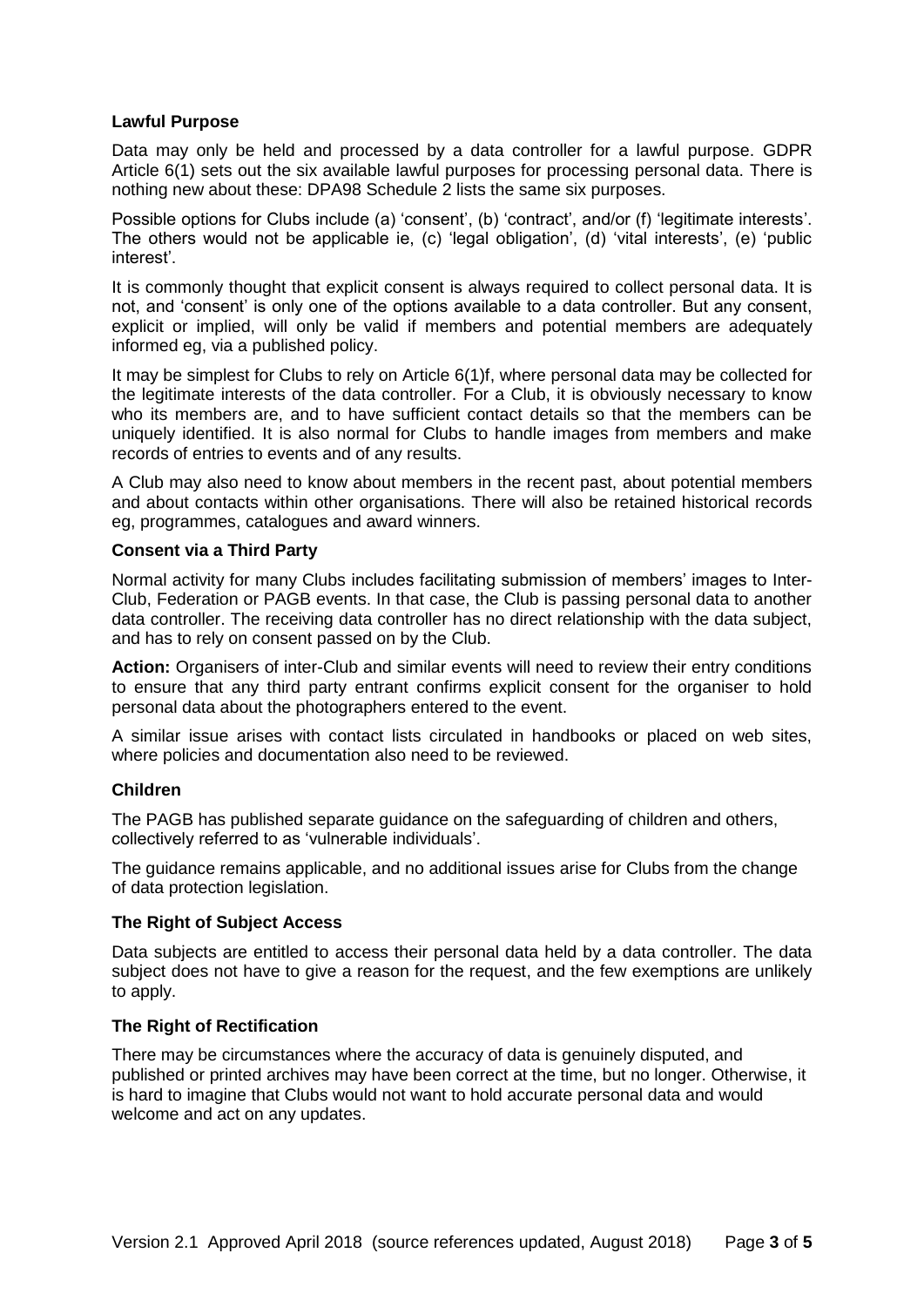**Lawful Purpose**

Data may only be held and processed by a data controller for a lawful purpose. GDPR Article 6(1) sets out the six available lawful purposes for processing personal data. There is nothing new about these: DPA98 Schedule 2 lists the same six purposes.

Possible options for Clubs include (a) 'consent', (b) 'contract', and/or (f) 'legitimate interests'. The others would not be applicable ie, (c) 'legal obligation', (d) 'vital interests', (e) 'public interest'.

It is commonly thought that explicit consent is always required to collect personal data. It is not, and 'consent' is only one of the options available to a data controller. But any consent, explicit or implied, will only be valid if members and potential members are adequately informed eg, via a published policy.

It may be simplest for Clubs to rely on Article 6(1)f, where personal data may be collected for the legitimate interests of the data controller. For a Club, it is obviously necessary to know who its members are, and to have sufficient contact details so that the members can be uniquely identified. It is also normal for Clubs to handle images from members and make records of entries to events and of any results.

A Club may also need to know about members in the recent past, about potential members and about contacts within other organisations. There will also be retained historical records eg, programmes, catalogues and award winners.

**Consent via a Third Party**

Normal activity for many Clubs includes facilitating submission of members' images to Inter-Club, Federation or PAGB events. In that case, the Club is passing personal data to another data controller. The receiving data controller has no direct relationship with the data subject, and has to rely on consent passed on by the Club.

**Action:** Organisers of inter-Club and similar events will need to review their entry conditions to ensure that any third party entrant confirms explicit consent for the organiser to hold personal data about the photographers entered to the event.

A similar issue arises with contact lists circulated in handbooks or placed on web sites, where policies and documentation also need to be reviewed.

**Children**

The PAGB has published separate guidance on the safeguarding of children and others, collectively referred to as 'vulnerable individuals'.

The guidance remains applicable, and no additional issues arise for Clubs from the change of data protection legislation.

**The Right of Subject Access**

Data subjects are entitled to access their personal data held by a data controller. The data subject does not have to give a reason for the request, and the few exemptions are unlikely to apply.

**The Right of Rectification**

There may be circumstances where the accuracy of data is genuinely disputed, and published or printed archives may have been correct at the time, but no longer. Otherwise, it is hard to imagine that Clubs would not want to hold accurate personal data and would welcome and act on any updates.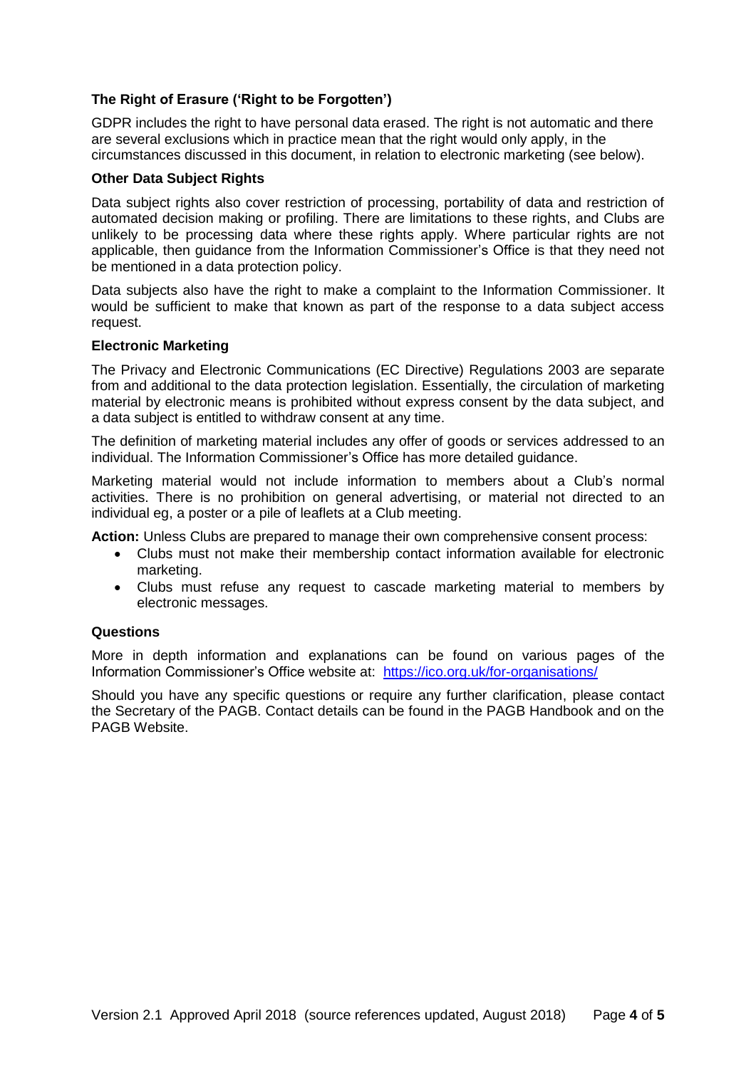### The Right of Erasure ('Right to be Forgotten')

GDPR includes the right to have personal data erased. The right is not automatic and there are several exclusions which in practice mean that the right would only apply, in the circumstances discussed in this document, in relation to electronic marketing (see below).

### Other Data Subject Rights

Data subject rights also cover restriction of processing, portability of data and restriction of automated decision making or profiling. There are limitations to these rights, and Clubs are unlikely to be processing data where these rights apply. Where particular rights are not applicable, then guidance from the Information Commissioner's Office is that they need not be mentioned in a data protection policy.

Data subjects also have the right to make a complaint to the Information Commissioner. It would be sufficient to make that known as part of the response to a data subject access request.

### Electronic Marketing

The Privacy and Electronic Communications (EC Directive) Regulations 2003 are separate from and additional to the data protection legislation. Essentially, the circulation of marketing material by electronic means is prohibited without express consent by the data subject, and a data subject is entitled to withdraw consent at any time.

The definition of marketing material includes any offer of goods or services addressed to an individual. The Information Commissioner's Office has more detailed guidance.

Marketing material would not include information to members about a Club's normal activities. There is no prohibition on general advertising, or material not directed to an individual eg, a poster or a pile of leaflets at a Club meeting.

**Action:** Unless Clubs are prepared to manage their own comprehensive consent process:

- Clubs must not make their membership contact information available for electronic marketing.
- Clubs must refuse any request to cascade marketing material to members by electronic messages.

### Questions

More in depth information and explanations can be found on various pages of the Information Commissioner's Office website at: https://ico.org.uk/for-organisations/

Should you have any specific questions or require any further clarification, please contact the Secretary of the PAGB. Contact details can be found in the PAGB Handbook and on the PAGB Website.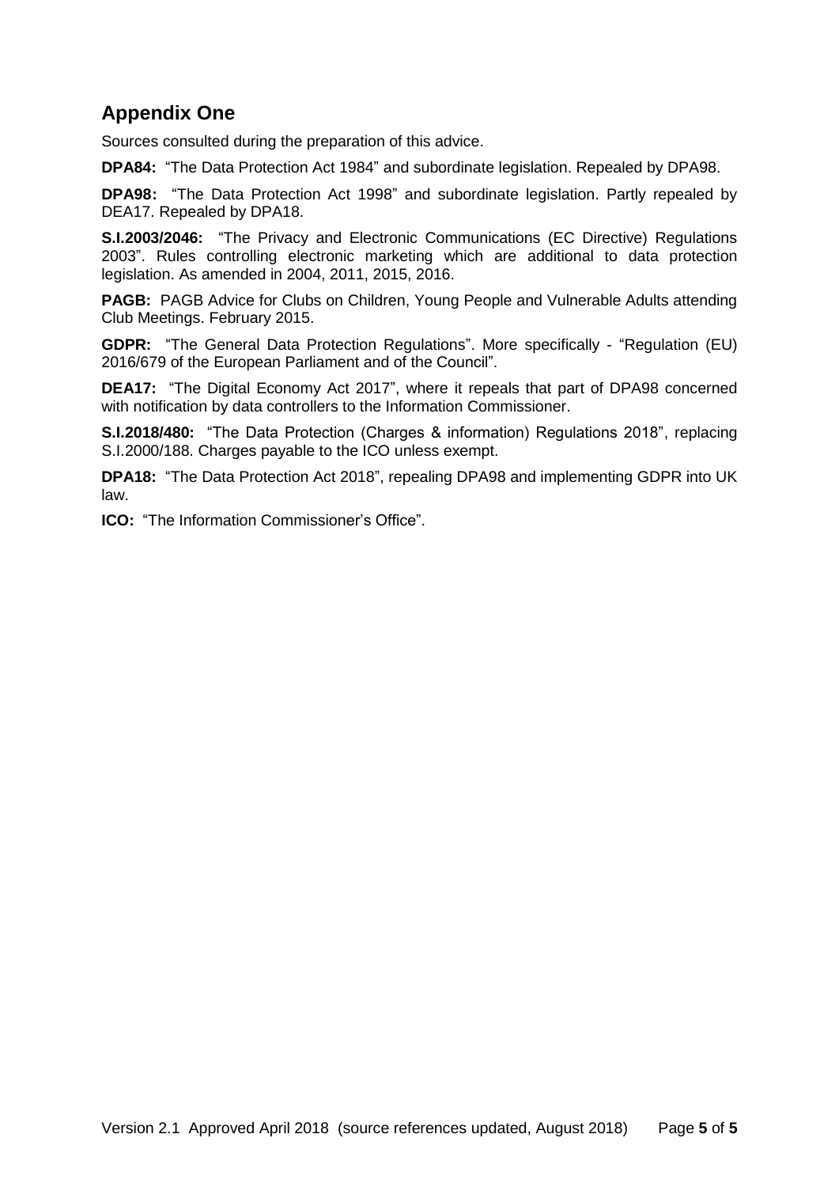## Appendix One

Sources consulted during the preparation of this advice.

**DPA84:** "The Data Protection Act 1984" and subordinate legislation. Repealed by DPA98.

**DPA98:** "The Data Protection Act 1998" and subordinate legislation. Partly repealed by DEA17. Repealed by DPA18.

**S.I.2003/2046:** "The Privacy and Electronic Communications (EC Directive) Regulations 2003". Rules controlling electronic marketing which are additional to data protection legislation. As amended in 2004, 2011, 2015, 2016.

**PAGB:** PAGB Advice for Clubs on Children, Young People and Vulnerable Adults attending Club Meetings. February 2015.

**GDPR:** "The General Data Protection Regulations". More specifically - "Regulation (EU) 2016/679 of the European Parliament and of the Council".

**DEA17:** "The Digital Economy Act 2017", where it repeals that part of DPA98 concerned with notification by data controllers to the Information Commissioner.

**S.I.2018/480:** "The Data Protection (Charges & information) Regulations 2018", replacing S.I.2000/188. Charges payable to the ICO unless exempt.

**DPA18:** "The Data Protection Act 2018", repealing DPA98 and implementing GDPR into UK law.

**ICO:** "The Information Commissioner's Office".

Version 2.1 Approved April 2018 (source references updated, August 2018)